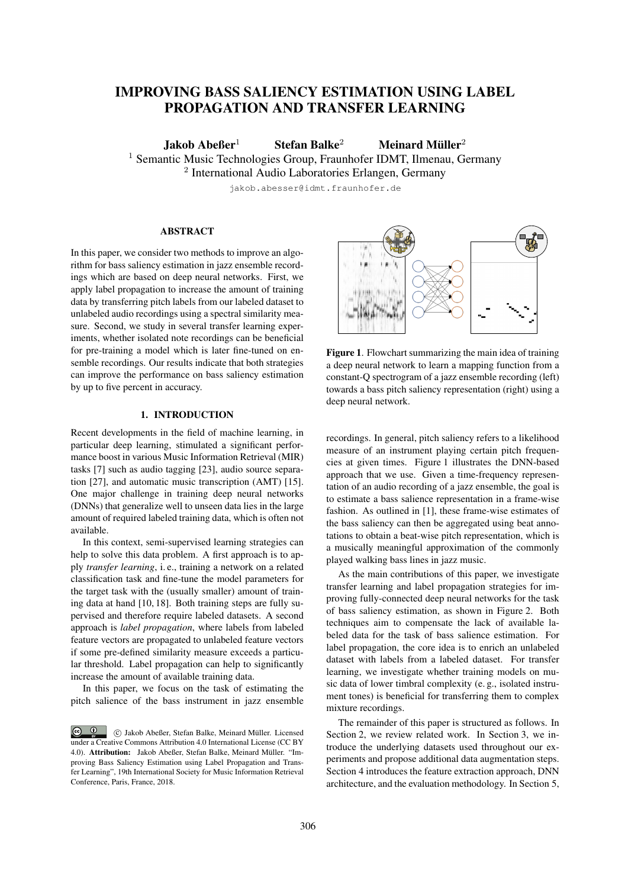# IMPROVING BASS SALIENCY ESTIMATION USING LABEL PROPAGATION AND TRANSFER LEARNING

**Jakob Abeßer**[1] **Stefan Balke**[2] **Meinard Müller**[2]

[1] Semantic Music Technologies Group, Fraunhofer IDMT, Ilmenau, Germany
[2] International Audio Laboratories Erlangen, Germany

jakob.abesser@idmt.fraunhofer.de

## ABSTRACT

In this paper, we consider two methods to improve an algorithm for bass saliency estimation in jazz ensemble recordings which are based on deep neural networks. First, we apply label propagation to increase the amount of training data by transferring pitch labels from our labeled dataset to unlabeled audio recordings using a spectral similarity measure. Second, we study in several transfer learning experiments, whether isolated note recordings can be beneficial for pre-training a model which is later fine-tuned on ensemble recordings. Our results indicate that both strategies can improve the performance on bass saliency estimation by up to five percent in accuracy.

## 1. INTRODUCTION

Recent developments in the field of machine learning, in particular deep learning, stimulated a significant performance boost in various Music Information Retrieval (MIR) tasks [7] such as audio tagging [23], audio source separation [27], and automatic music transcription (AMT) [15]. One major challenge in training deep neural networks (DNNs) that generalize well to unseen data lies in the large amount of required labeled training data, which is often not available.

In this context, semi-supervised learning strategies can help to solve this data problem. A first approach is to apply *transfer learning*, i. e., training a network on a related classification task and fine-tune the model parameters for the target task with the (usually smaller) amount of training data at hand [10, 18]. Both training steps are fully supervised and therefore require labeled datasets. A second approach is *label propagation*, where labels from labeled feature vectors are propagated to unlabeled feature vectors if some pre-defined similarity measure exceeds a particular threshold. Label propagation can help to significantly increase the amount of available training data.

In this paper, we focus on the task of estimating the pitch salience of the bass instrument in jazz ensemble recordings. In general, pitch saliency refers to a likelihood measure of an instrument playing certain pitch frequencies at given times. Figure 1 illustrates the DNN-based approach that we use. Given a time-frequency representation of an audio recording of a jazz ensemble, the goal is to estimate a bass salience representation in a frame-wise fashion. As outlined in [1], these frame-wise estimates of the bass saliency can then be aggregated using beat annotations to obtain a beat-wise pitch representation, which is a musically meaningful approximation of the commonly played walking bass lines in jazz music.

**Figure 1**. Flowchart summarizing the main idea of training a deep neural network to learn a mapping function from a constant-Q spectrogram of a jazz ensemble recording (left) towards a bass pitch saliency representation (right) using a deep neural network.

As the main contributions of this paper, we investigate transfer learning and label propagation strategies for improving fully-connected deep neural networks for the task of bass saliency estimation, as shown in Figure 2. Both techniques aim to compensate the lack of available labeled data for the task of bass salience estimation. For label propagation, the core idea is to enrich an unlabeled dataset with labels from a labeled dataset. For transfer learning, we investigate whether training models on music data of lower timbral complexity (e. g., isolated instrument tones) is beneficial for transferring them to complex mixture recordings.

The remainder of this paper is structured as follows. In Section 2, we review related work. In Section 3, we introduce the underlying datasets used throughout our experiments and propose additional data augmentation steps. Section 4 introduces the feature extraction approach, DNN architecture, and the evaluation methodology. In Section 5,

© Jakob Abeßer, Stefan Balke, Meinard Müller. Licensed under a Creative Commons Attribution 4.0 International License (CC BY 4.0). **Attribution:** Jakob Abeßer, Stefan Balke, Meinard Müller. "Improving Bass Saliency Estimation using Label Propagation and Transfer Learning", 19th International Society for Music Information Retrieval Conference, Paris, France, 2018.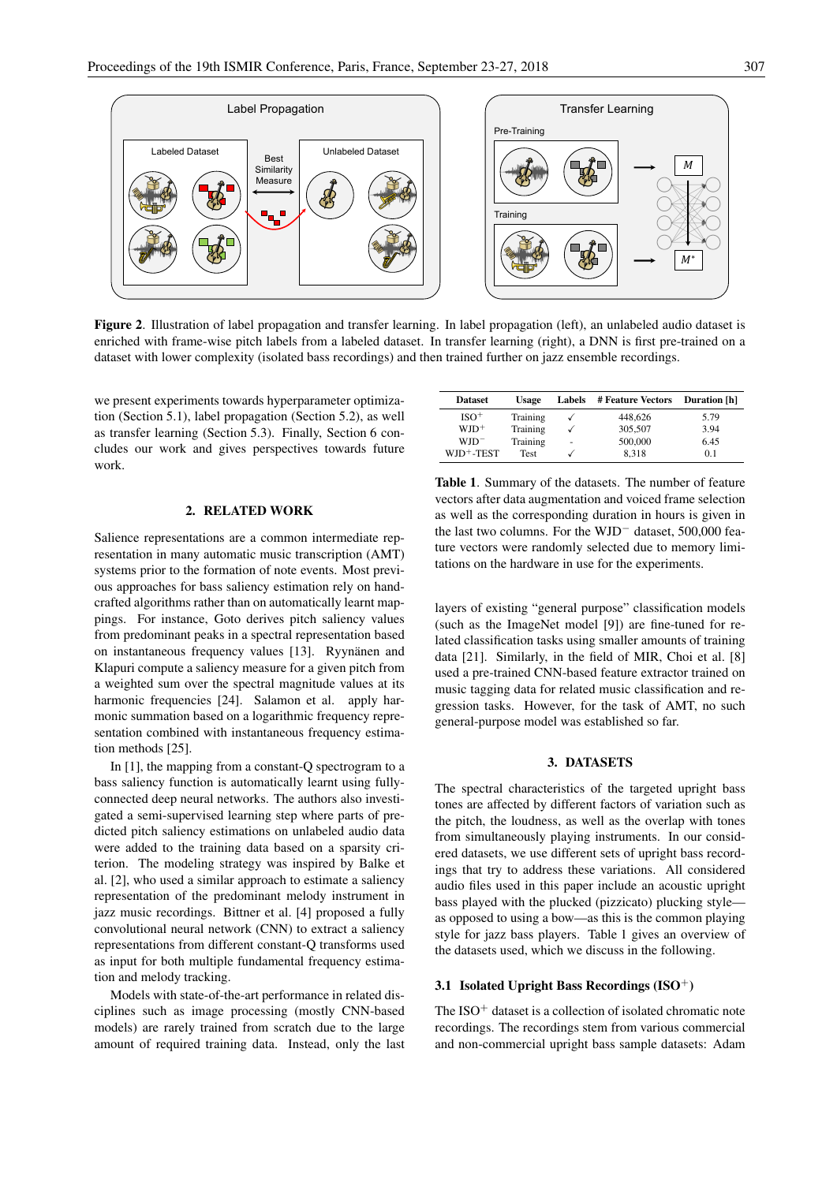Figure 2. Illustration of label propagation and transfer learning. In label propagation (left), an unlabeled audio dataset is enriched with frame-wise pitch labels from a labeled dataset. In transfer learning (right), a DNN is first pre-trained on a dataset with lower complexity (isolated bass recordings) and then trained further on jazz ensemble recordings.

we present experiments towards hyperparameter optimization (Section 5.1), label propagation (Section 5.2), as well as transfer learning (Section 5.3). Finally, Section 6 concludes our work and gives perspectives towards future work.

## 2. RELATED WORK

Salience representations are a common intermediate representation in many automatic music transcription (AMT) systems prior to the formation of note events. Most previous approaches for bass saliency estimation rely on handcrafted algorithms rather than on automatically learnt mappings. For instance, Goto derives pitch saliency values from predominant peaks in a spectral representation based on instantaneous frequency values [13]. Ryynänen and Klapuri compute a saliency measure for a given pitch from a weighted sum over the spectral magnitude values at its harmonic frequencies [24]. Salamon et al. apply harmonic summation based on a logarithmic frequency representation combined with instantaneous frequency estimation methods [25].

In [1], the mapping from a constant-Q spectrogram to a bass saliency function is automatically learnt using fully-connected deep neural networks. The authors also investigated a semi-supervised learning step where parts of predicted pitch saliency estimations on unlabeled audio data were added to the training data based on a sparsity criterion. The modeling strategy was inspired by Balke et al. [2], who used a similar approach to estimate a saliency representation of the predominant melody instrument in jazz music recordings. Bittner et al. [4] proposed a fully convolutional neural network (CNN) to extract a saliency representations from different constant-Q transforms used as input for both multiple fundamental frequency estimation and melody tracking.

Models with state-of-the-art performance in related disciplines such as image processing (mostly CNN-based models) are rarely trained from scratch due to the large amount of required training data. Instead, only the last layers of existing "general purpose" classification models (such as the ImageNet model [9]) are fine-tuned for related classification tasks using smaller amounts of training data [21]. Similarly, in the field of MIR, Choi et al. [8] used a pre-trained CNN-based feature extractor trained on music tagging data for related music classification and regression tasks. However, for the task of AMT, no such general-purpose model was established so far.

| Dataset | Usage | Labels | # Feature Vectors | Duration [h] |
|---|---|---|---|---|
| ISO$^+$ | Training | ✓ | 448,626 | 5.79 |
| WJD$^+$ | Training | ✓ | 305,507 | 3.94 |
| WJD$^-$ | Training | - | 500,000 | 6.45 |
| WJD$^+$-TEST | Test | ✓ | 8,318 | 0.1 |

**Table 1**. Summary of the datasets. The number of feature vectors after data augmentation and voiced frame selection as well as the corresponding duration in hours is given in the last two columns. For the WJD$^-$ dataset, 500,000 feature vectors were randomly selected due to memory limitations on the hardware in use for the experiments.

## 3. DATASETS

The spectral characteristics of the targeted upright bass tones are affected by different factors of variation such as the pitch, the loudness, as well as the overlap with tones from simultaneously playing instruments. In our considered datasets, we use different sets of upright bass recordings that try to address these variations. All considered audio files used in this paper include an acoustic upright bass played with the plucked (pizzicato) plucking style—as opposed to using a bow—as this is the common playing style for jazz bass players. Table 1 gives an overview of the datasets used, which we discuss in the following.

### 3.1 Isolated Upright Bass Recordings (ISO$^+$)

The ISO$^+$ dataset is a collection of isolated chromatic note recordings. The recordings stem from various commercial and non-commercial upright bass sample datasets: Adam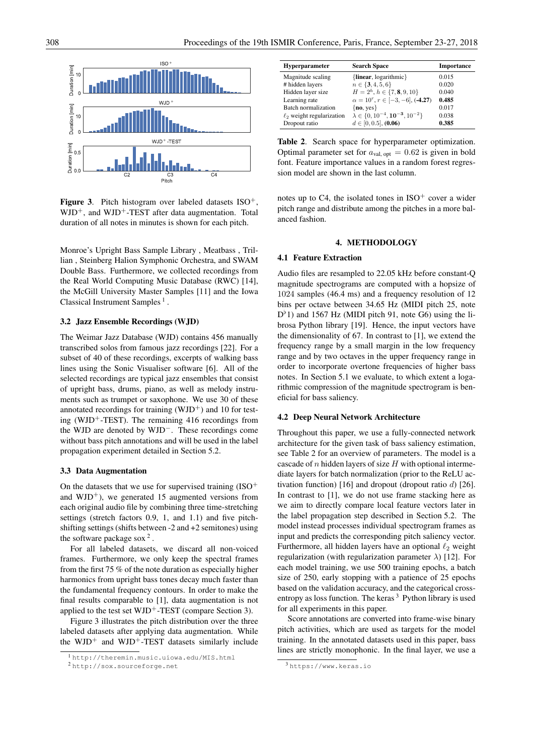Figure 3. Pitch histogram over labeled datasets ISO$^+$, WJD$^+$, and WJD$^+$-TEST after data augmentation. Total duration of all notes in minutes is shown for each pitch.

Monroe's Upright Bass Sample Library , Meatbass , Trillian , Steinberg Halion Symphonic Orchestra, and SWAM Double Bass. Furthermore, we collected recordings from the Real World Computing Music Database (RWC) [14], the McGill University Master Samples [11] and the Iowa Classical Instrument Samples [1] .

### 3.2 Jazz Ensemble Recordings (WJD)

The Weimar Jazz Database (WJD) contains 456 manually transcribed solos from famous jazz recordings [22]. For a subset of 40 of these recordings, excerpts of walking bass lines using the Sonic Visualiser software [6]. All of the selected recordings are typical jazz ensembles that consist of upright bass, drums, piano, as well as melody instruments such as trumpet or saxophone. We use 30 of these annotated recordings for training (WJD$^+$) and 10 for testing (WJD$^+$-TEST). The remaining 416 recordings from the WJD are denoted by WJD$^-$. These recordings come without bass pitch annotations and will be used in the label propagation experiment detailed in Section 5.2.

### 3.3 Data Augmentation

On the datasets that we use for supervised training (ISO$^+$ and WJD$^+$), we generated 15 augmented versions from each original audio file by combining three time-stretching settings (stretch factors 0.9, 1, and 1.1) and five pitch-shifting settings (shifts between -2 and +2 semitones) using the software package sox [2] .

For all labeled datasets, we discard all non-voiced frames. Furthermore, we only keep the spectral frames from the first 75 % of the note duration as especially higher harmonics from upright bass tones decay much faster than the fundamental frequency contours. In order to make the final results comparable to [1], data augmentation is not applied to the test set WJD$^+$-TEST (compare Section 3).

Figure 3 illustrates the pitch distribution over the three labeled datasets after applying data augmentation. While the WJD$^+$ and WJD$^+$-TEST datasets similarly include notes up to C4, the isolated tones in ISO$^+$ cover a wider pitch range and distribute among the pitches in a more balanced fashion.

[1] http://theremin.music.uiowa.edu/MIS.html

[2] http://sox.sourceforge.net

| Hyperparameter | Search Space | Importance |
|---|---|---|
| Magnitude scaling | {**linear**, logarithmic} | 0.015 |
| # hidden layers | $n \in \{\mathbf{3}, 4, 5, 6\}$ | 0.020 |
| Hidden layer size | $H = 2^h$, $h \in \{7, \mathbf{8}, 9, 10\}$ | 0.040 |
| Learning rate | $\alpha = 10^r$, $r \in [-3, -6]$, **(-4.27)** | **0.485** |
| Batch normalization | {**no**, yes} | 0.017 |
| $\ell_2$ weight regularization | $\lambda \in \{0, 10^{-4}, \mathbf{10^{-3}}, 10^{-2}\}$ | 0.038 |
| Dropout ratio | $d \in [0, 0.5]$, **(0.06)** | **0.385** |

Table 2. Search space for hyperparameter optimization. Optimal parameter set for $a_{\text{val, opt}} = 0.62$ is given in bold font. Feature importance values in a random forest regression model are shown in the last column.

## 4. METHODOLOGY

### 4.1 Feature Extraction

Audio files are resampled to 22.05 kHz before constant-Q magnitude spectrograms are computed with a hopsize of 1024 samples (46.4 ms) and a frequency resolution of 12 bins per octave between 34.65 Hz (MIDI pitch 25, note D$^\flat$1) and 1567 Hz (MIDI pitch 91, note G6) using the librosa Python library [19]. Hence, the input vectors have the dimensionality of 67. In contrast to [1], we extend the frequency range by a small margin in the low frequency range and by two octaves in the upper frequency range in order to incorporate overtone frequencies of higher bass notes. In Section 5.1 we evaluate, to which extent a logarithmic compression of the magnitude spectrogram is beneficial for bass saliency.

### 4.2 Deep Neural Network Architecture

Throughout this paper, we use a fully-connected network architecture for the given task of bass saliency estimation, see Table 2 for an overview of parameters. The model is a cascade of $n$ hidden layers of size $H$ with optional intermediate layers for batch normalization (prior to the ReLU activation function) [16] and dropout (dropout ratio $d$) [26]. In contrast to [1], we do not use frame stacking here as we aim to directly compare local feature vectors later in the label propagation step described in Section 5.2. The model instead processes individual spectrogram frames as input and predicts the corresponding pitch saliency vector. Furthermore, all hidden layers have an optional $\ell_2$ weight regularization (with regularization parameter $\lambda$) [12]. For each model training, we use 500 training epochs, a batch size of 250, early stopping with a patience of 25 epochs based on the validation accuracy, and the categorical cross-entropy as loss function. The keras [3] Python library is used for all experiments in this paper.

Score annotations are converted into frame-wise binary pitch activities, which are used as targets for the model training. In the annotated datasets used in this paper, bass lines are strictly monophonic. In the final layer, we use a

[3] https://www.keras.io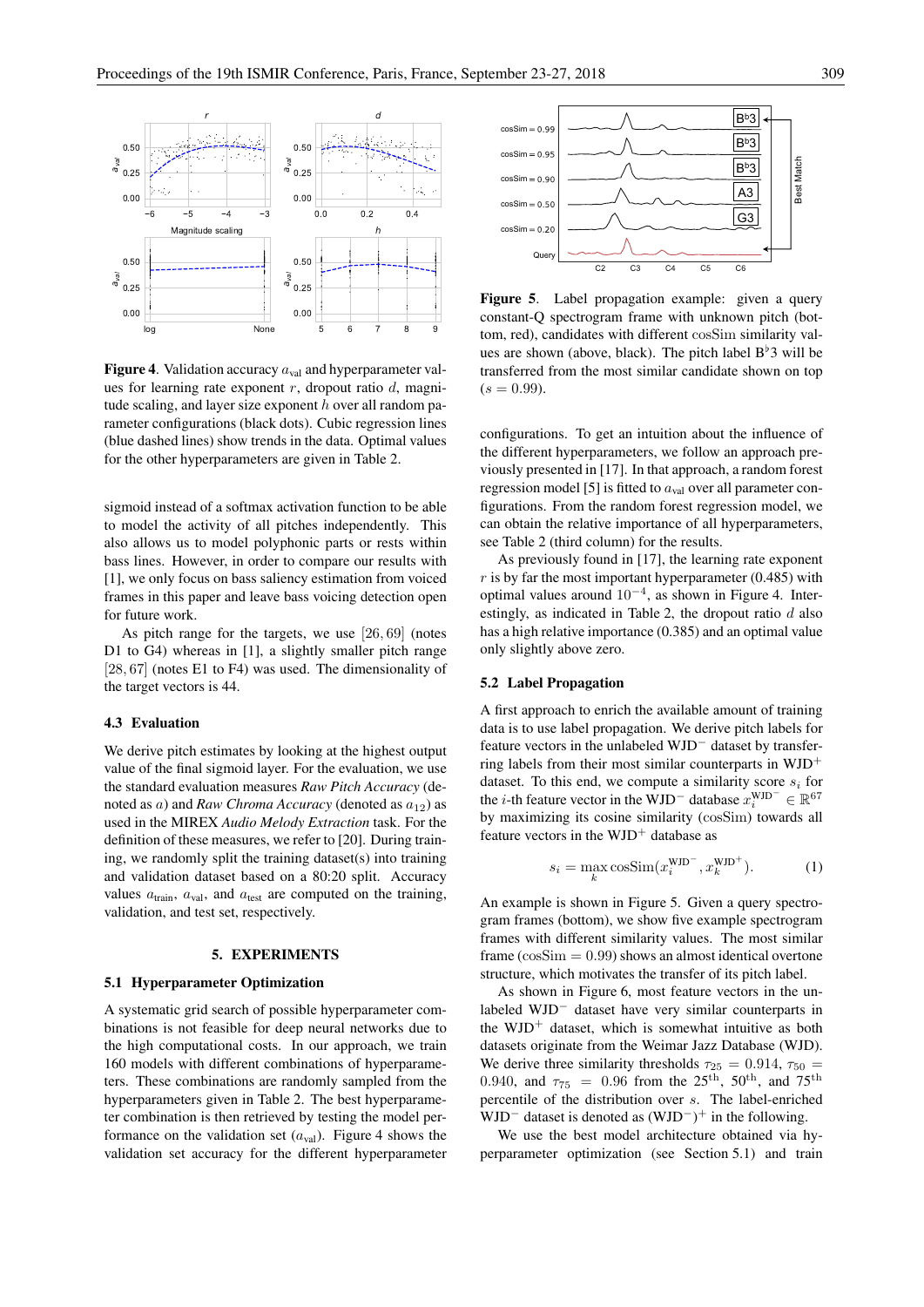**Figure 4**. Validation accuracy $a_{\text{val}}$ and hyperparameter values for learning rate exponent $r$, dropout ratio $d$, magnitude scaling, and layer size exponent $h$ over all random parameter configurations (black dots). Cubic regression lines (blue dashed lines) show trends in the data. Optimal values for the other hyperparameters are given in Table 2.

sigmoid instead of a softmax activation function to be able to model the activity of all pitches independently. This also allows us to model polyphonic parts or rests within bass lines. However, in order to compare our results with [1], we only focus on bass saliency estimation from voiced frames in this paper and leave bass voicing detection open for future work.

As pitch range for the targets, we use $[26, 69]$ (notes D1 to G4) whereas in [1], a slightly smaller pitch range $[28, 67]$ (notes E1 to F4) was used. The dimensionality of the target vectors is 44.

### 4.3 Evaluation

We derive pitch estimates by looking at the highest output value of the final sigmoid layer. For the evaluation, we use the standard evaluation measures *Raw Pitch Accuracy* (denoted as $a$) and *Raw Chroma Accuracy* (denoted as $a_{12}$) as used in the MIREX *Audio Melody Extraction* task. For the definition of these measures, we refer to [20]. During training, we randomly split the training dataset(s) into training and validation dataset based on a 80:20 split. Accuracy values $a_{\text{train}}$, $a_{\text{val}}$, and $a_{\text{test}}$ are computed on the training, validation, and test set, respectively.

## 5. EXPERIMENTS

### 5.1 Hyperparameter Optimization

A systematic grid search of possible hyperparameter combinations is not feasible for deep neural networks due to the high computational costs. In our approach, we train 160 models with different combinations of hyperparameters. These combinations are randomly sampled from the hyperparameters given in Table 2. The best hyperparameter combination is then retrieved by testing the model performance on the validation set ($a_{\text{val}}$). Figure 4 shows the validation set accuracy for the different hyperparameter configurations. To get an intuition about the influence of the different hyperparameters, we follow an approach previously presented in [17]. In that approach, a random forest regression model [5] is fitted to $a_{\text{val}}$ over all parameter configurations. From the random forest regression model, we can obtain the relative importance of all hyperparameters, see Table 2 (third column) for the results.

As previously found in [17], the learning rate exponent $r$ is by far the most important hyperparameter (0.485) with optimal values around $10^{-4}$, as shown in Figure 4. Interestingly, as indicated in Table 2, the dropout ratio $d$ also has a high relative importance (0.385) and an optimal value only slightly above zero.

**Figure 5**. Label propagation example: given a query constant-Q spectrogram frame with unknown pitch (bottom, red), candidates with different cosSim similarity values are shown (above, black). The pitch label B♭3 will be transferred from the most similar candidate shown on top ($s = 0.99$).

### 5.2 Label Propagation

A first approach to enrich the available amount of training data is to use label propagation. We derive pitch labels for feature vectors in the unlabeled WJD$^-$ dataset by transferring labels from their most similar counterparts in WJD$^+$ dataset. To this end, we compute a similarity score $s_i$ for the $i$-th feature vector in the WJD$^-$ database $x_i^{\text{WJD}^-} \in \mathbb{R}^{67}$ by maximizing its cosine similarity (cosSim) towards all feature vectors in the WJD$^+$ database as

$$s_i = \max_k \text{cosSim}(x_i^{\text{WJD}^-}, x_k^{\text{WJD}^+}). \tag{1}$$

An example is shown in Figure 5. Given a query spectrogram frames (bottom), we show five example spectrogram frames with different similarity values. The most similar frame ($\text{cosSim} = 0.99$) shows an almost identical overtone structure, which motivates the transfer of its pitch label.

As shown in Figure 6, most feature vectors in the unlabeled WJD$^-$ dataset have very similar counterparts in the WJD$^+$ dataset, which is somewhat intuitive as both datasets originate from the Weimar Jazz Database (WJD). We derive three similarity thresholds $\tau_{25} = 0.914$, $\tau_{50} = 0.940$, and $\tau_{75} = 0.96$ from the $25^{\text{th}}$, $50^{\text{th}}$, and $75^{\text{th}}$ percentile of the distribution over $s$. The label-enriched WJD$^-$ dataset is denoted as $(\text{WJD}^-)^+$ in the following.

We use the best model architecture obtained via hyperparameter optimization (see Section 5.1) and train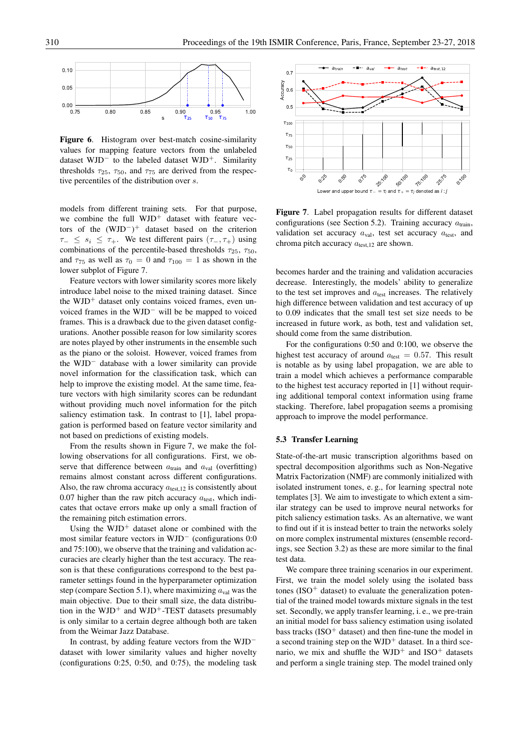**Figure 6**. Histogram over best-match cosine-similarity values for mapping feature vectors from the unlabeled dataset WJD$^-$ to the labeled dataset WJD$^+$. Similarity thresholds $\tau_{25}$, $\tau_{50}$, and $\tau_{75}$ are derived from the respective percentiles of the distribution over $s$.

models from different training sets. For that purpose, we combine the full WJD$^+$ dataset with feature vectors of the (WJD$^-$)$^+$ dataset based on the criterion $\tau_- \leq s_i \leq \tau_+$. We test different pairs $(\tau_-, \tau_+)$ using combinations of the percentile-based thresholds $\tau_{25}$, $\tau_{50}$, and $\tau_{75}$ as well as $\tau_0 = 0$ and $\tau_{100} = 1$ as shown in the lower subplot of Figure 7.

Feature vectors with lower similarity scores more likely introduce label noise to the mixed training dataset. Since the WJD$^+$ dataset only contains voiced frames, even unvoiced frames in the WJD$^-$ will be be mapped to voiced frames. This is a drawback due to the given dataset configurations. Another possible reason for low similarity scores are notes played by other instruments in the ensemble such as the piano or the soloist. However, voiced frames from the WJD$^-$ database with a lower similarity can provide novel information for the classification task, which can help to improve the existing model. At the same time, feature vectors with high similarity scores can be redundant without providing much novel information for the pitch saliency estimation task. In contrast to [1], label propagation is performed based on feature vector similarity and not based on predictions of existing models.

From the results shown in Figure 7, we make the following observations for all configurations. First, we observe that difference between $a_{\text{train}}$ and $a_{\text{val}}$ (overfitting) remains almost constant across different configurations. Also, the raw chroma accuracy $a_{\text{test},12}$ is consistently about 0.07 higher than the raw pitch accuracy $a_{\text{test}}$, which indicates that octave errors make up only a small fraction of the remaining pitch estimation errors.

Using the WJD$^+$ dataset alone or combined with the most similar feature vectors in WJD$^-$ (configurations 0:0 and 75:100), we observe that the training and validation accuracies are clearly higher than the test accuracy. The reason is that these configurations correspond to the best parameter settings found in the hyperparameter optimization step (compare Section 5.1), where maximizing $a_{\text{val}}$ was the main objective. Due to their small size, the data distribution in the WJD$^+$ and WJD$^+$-TEST datasets presumably is only similar to a certain degree although both are taken from the Weimar Jazz Database.

In contrast, by adding feature vectors from the WJD$^-$ dataset with lower similarity values and higher novelty (configurations 0:25, 0:50, and 0:75), the modeling task becomes harder and the training and validation accuracies decrease. Interestingly, the models' ability to generalize to the test set improves and $a_{\text{test}}$ increases. The relatively high difference between validation and test accuracy of up to 0.09 indicates that the small test set size needs to be increased in future work, as both, test and validation set, should come from the same distribution.

**Figure 7**. Label propagation results for different dataset configurations (see Section 5.2). Training accuracy $a_{\text{train}}$, validation set accuracy $a_{\text{val}}$, test set accuracy $a_{\text{test}}$, and chroma pitch accuracy $a_{\text{test},12}$ are shown.

For the configurations 0:50 and 0:100, we observe the highest test accuracy of around $a_{\text{test}} = 0.57$. This result is notable as by using label propagation, we are able to train a model which achieves a performance comparable to the highest test accuracy reported in [1] without requiring additional temporal context information using frame stacking. Therefore, label propagation seems a promising approach to improve the model performance.

### 5.3 Transfer Learning

State-of-the-art music transcription algorithms based on spectral decomposition algorithms such as Non-Negative Matrix Factorization (NMF) are commonly initialized with isolated instrument tones, e. g., for learning spectral note templates [3]. We aim to investigate to which extent a similar strategy can be used to improve neural networks for pitch saliency estimation tasks. As an alternative, we want to find out if it is instead better to train the networks solely on more complex instrumental mixtures (ensemble recordings, see Section 3.2) as these are more similar to the final test data.

We compare three training scenarios in our experiment. First, we train the model solely using the isolated bass tones (ISO$^+$ dataset) to evaluate the generalization potential of the trained model towards mixture signals in the test set. Secondly, we apply transfer learning, i. e., we pre-train an initial model for bass saliency estimation using isolated bass tracks (ISO$^+$ dataset) and then fine-tune the model in a second training step on the WJD$^+$ dataset. In a third scenario, we mix and shuffle the WJD$^+$ and ISO$^+$ datasets and perform a single training step. The model trained only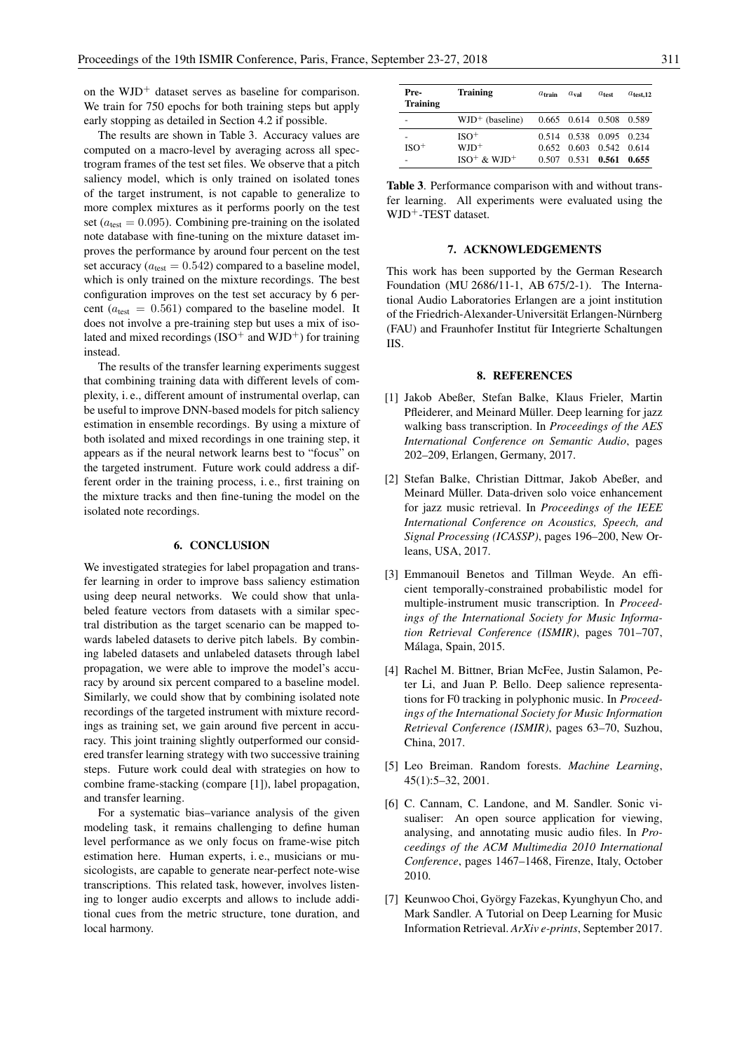on the WJD$^+$ dataset serves as baseline for comparison. We train for 750 epochs for both training steps but apply early stopping as detailed in Section 4.2 if possible.

The results are shown in Table 3. Accuracy values are computed on a macro-level by averaging across all spectrogram frames of the test set files. We observe that a pitch saliency model, which is only trained on isolated tones of the target instrument, is not capable to generalize to more complex mixtures as it performs poorly on the test set ($a_{\text{test}} = 0.095$). Combining pre-training on the isolated note database with fine-tuning on the mixture dataset improves the performance by around four percent on the test set accuracy ($a_{\text{test}} = 0.542$) compared to a baseline model, which is only trained on the mixture recordings. The best configuration improves on the test set accuracy by 6 percent ($a_{\text{test}} = 0.561$) compared to the baseline model. It does not involve a pre-training step but uses a mix of isolated and mixed recordings (ISO$^+$ and WJD$^+$) for training instead.

The results of the transfer learning experiments suggest that combining training data with different levels of complexity, i. e., different amount of instrumental overlap, can be useful to improve DNN-based models for pitch saliency estimation in ensemble recordings. By using a mixture of both isolated and mixed recordings in one training step, it appears as if the neural network learns best to "focus" on the targeted instrument. Future work could address a different order in the training process, i. e., first training on the mixture tracks and then fine-tuning the model on the isolated note recordings.

## 6. CONCLUSION

We investigated strategies for label propagation and transfer learning in order to improve bass saliency estimation using deep neural networks. We could show that unlabeled feature vectors from datasets with a similar spectral distribution as the target scenario can be mapped towards labeled datasets to derive pitch labels. By combining labeled datasets and unlabeled datasets through label propagation, we were able to improve the model's accuracy by around six percent compared to a baseline model. Similarly, we could show that by combining isolated note recordings of the targeted instrument with mixture recordings as training set, we gain around five percent in accuracy. This joint training slightly outperformed our considered transfer learning strategy with two successive training steps. Future work could deal with strategies on how to combine frame-stacking (compare [1]), label propagation, and transfer learning.

For a systematic bias–variance analysis of the given modeling task, it remains challenging to define human level performance as we only focus on frame-wise pitch estimation here. Human experts, i. e., musicians or musicologists, are capable to generate near-perfect note-wise transcriptions. This related task, however, involves listening to longer audio excerpts and allows to include additional cues from the metric structure, tone duration, and local harmony.

| Pre-Training | Training | $a_{\text{train}}$ | $a_{\text{val}}$ | $a_{\text{test}}$ | $a_{\text{test,12}}$ |
|---|---|---|---|---|---|
| - | WJD$^+$ (baseline) | 0.665 | 0.614 | 0.508 | 0.589 |
| - | ISO$^+$ | 0.514 | 0.538 | 0.095 | 0.234 |
| ISO$^+$ | WJD$^+$ | 0.652 | 0.603 | 0.542 | 0.614 |
| - | ISO$^+$ & WJD$^+$ | 0.507 | 0.531 | **0.561** | **0.655** |

**Table 3**. Performance comparison with and without transfer learning. All experiments were evaluated using the WJD$^+$-TEST dataset.

## 7. ACKNOWLEDGEMENTS

This work has been supported by the German Research Foundation (MU 2686/11-1, AB 675/2-1). The International Audio Laboratories Erlangen are a joint institution of the Friedrich-Alexander-Universität Erlangen-Nürnberg (FAU) and Fraunhofer Institut für Integrierte Schaltungen IIS.

## 8. REFERENCES

[1] Jakob Abeßer, Stefan Balke, Klaus Frieler, Martin Pfleiderer, and Meinard Müller. Deep learning for jazz walking bass transcription. In *Proceedings of the AES International Conference on Semantic Audio*, pages 202–209, Erlangen, Germany, 2017.

[2] Stefan Balke, Christian Dittmar, Jakob Abeßer, and Meinard Müller. Data-driven solo voice enhancement for jazz music retrieval. In *Proceedings of the IEEE International Conference on Acoustics, Speech, and Signal Processing (ICASSP)*, pages 196–200, New Orleans, USA, 2017.

[3] Emmanouil Benetos and Tillman Weyde. An efficient temporally-constrained probabilistic model for multiple-instrument music transcription. In *Proceedings of the International Society for Music Information Retrieval Conference (ISMIR)*, pages 701–707, Málaga, Spain, 2015.

[4] Rachel M. Bittner, Brian McFee, Justin Salamon, Peter Li, and Juan P. Bello. Deep salience representations for F0 tracking in polyphonic music. In *Proceedings of the International Society for Music Information Retrieval Conference (ISMIR)*, pages 63–70, Suzhou, China, 2017.

[5] Leo Breiman. Random forests. *Machine Learning*, 45(1):5–32, 2001.

[6] C. Cannam, C. Landone, and M. Sandler. Sonic visualiser: An open source application for viewing, analysing, and annotating music audio files. In *Proceedings of the ACM Multimedia 2010 International Conference*, pages 1467–1468, Firenze, Italy, October 2010.

[7] Keunwoo Choi, György Fazekas, Kyunghyun Cho, and Mark Sandler. A Tutorial on Deep Learning for Music Information Retrieval. *ArXiv e-prints*, September 2017.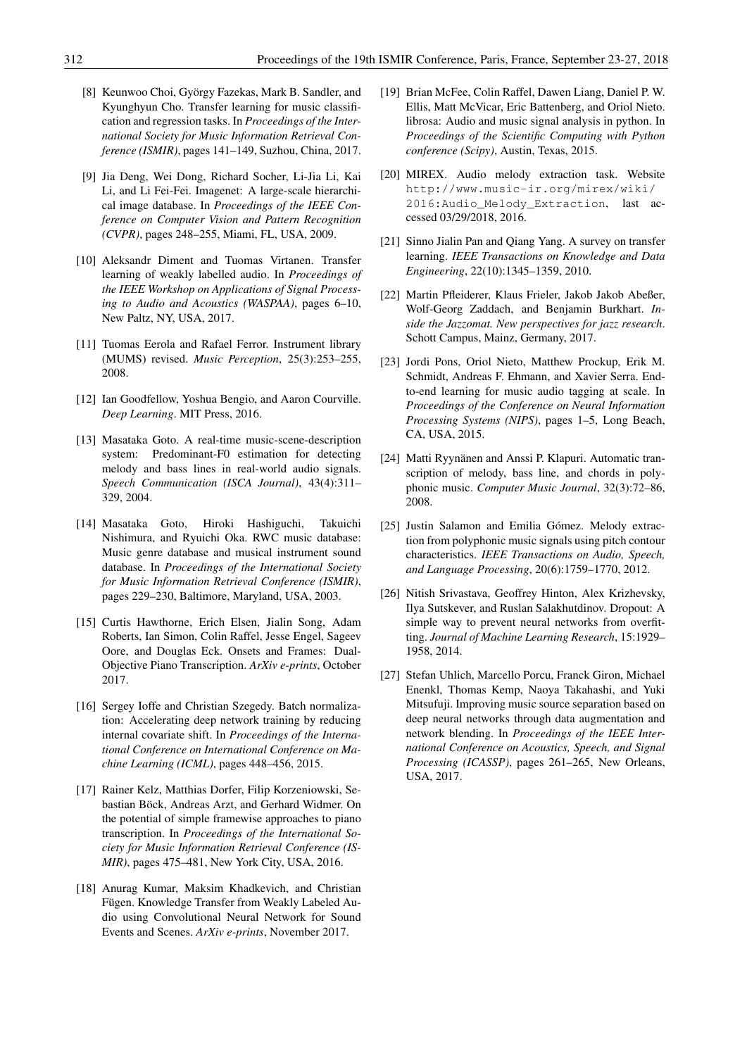[8] Keunwoo Choi, György Fazekas, Mark B. Sandler, and Kyunghyun Cho. Transfer learning for music classification and regression tasks. In *Proceedings of the International Society for Music Information Retrieval Conference (ISMIR)*, pages 141–149, Suzhou, China, 2017.

[9] Jia Deng, Wei Dong, Richard Socher, Li-Jia Li, Kai Li, and Li Fei-Fei. Imagenet: A large-scale hierarchical image database. In *Proceedings of the IEEE Conference on Computer Vision and Pattern Recognition (CVPR)*, pages 248–255, Miami, FL, USA, 2009.

[10] Aleksandr Diment and Tuomas Virtanen. Transfer learning of weakly labelled audio. In *Proceedings of the IEEE Workshop on Applications of Signal Processing to Audio and Acoustics (WASPAA)*, pages 6–10, New Paltz, NY, USA, 2017.

[11] Tuomas Eerola and Rafael Ferror. Instrument library (MUMS) revised. *Music Perception*, 25(3):253–255, 2008.

[12] Ian Goodfellow, Yoshua Bengio, and Aaron Courville. *Deep Learning*. MIT Press, 2016.

[13] Masataka Goto. A real-time music-scene-description system: Predominant-F0 estimation for detecting melody and bass lines in real-world audio signals. *Speech Communication (ISCA Journal)*, 43(4):311–329, 2004.

[14] Masataka Goto, Hiroki Hashiguchi, Takuichi Nishimura, and Ryuichi Oka. RWC music database: Music genre database and musical instrument sound database. In *Proceedings of the International Society for Music Information Retrieval Conference (ISMIR)*, pages 229–230, Baltimore, Maryland, USA, 2003.

[15] Curtis Hawthorne, Erich Elsen, Jialin Song, Adam Roberts, Ian Simon, Colin Raffel, Jesse Engel, Sageev Oore, and Douglas Eck. Onsets and Frames: Dual-Objective Piano Transcription. *ArXiv e-prints*, October 2017.

[16] Sergey Ioffe and Christian Szegedy. Batch normalization: Accelerating deep network training by reducing internal covariate shift. In *Proceedings of the International Conference on International Conference on Machine Learning (ICML)*, pages 448–456, 2015.

[17] Rainer Kelz, Matthias Dorfer, Filip Korzeniowski, Sebastian Böck, Andreas Arzt, and Gerhard Widmer. On the potential of simple framewise approaches to piano transcription. In *Proceedings of the International Society for Music Information Retrieval Conference (ISMIR)*, pages 475–481, New York City, USA, 2016.

[18] Anurag Kumar, Maksim Khadkevich, and Christian Fügen. Knowledge Transfer from Weakly Labeled Audio using Convolutional Neural Network for Sound Events and Scenes. *ArXiv e-prints*, November 2017.

[19] Brian McFee, Colin Raffel, Dawen Liang, Daniel P. W. Ellis, Matt McVicar, Eric Battenberg, and Oriol Nieto. librosa: Audio and music signal analysis in python. In *Proceedings of the Scientific Computing with Python conference (Scipy)*, Austin, Texas, 2015.

[20] MIREX. Audio melody extraction task. Website `http://www.music-ir.org/mirex/wiki/2016:Audio_Melody_Extraction`, last accessed 03/29/2018, 2016.

[21] Sinno Jialin Pan and Qiang Yang. A survey on transfer learning. *IEEE Transactions on Knowledge and Data Engineering*, 22(10):1345–1359, 2010.

[22] Martin Pfleiderer, Klaus Frieler, Jakob Jakob Abeßer, Wolf-Georg Zaddach, and Benjamin Burkhart. *Inside the Jazzomat. New perspectives for jazz research*. Schott Campus, Mainz, Germany, 2017.

[23] Jordi Pons, Oriol Nieto, Matthew Prockup, Erik M. Schmidt, Andreas F. Ehmann, and Xavier Serra. End-to-end learning for music audio tagging at scale. In *Proceedings of the Conference on Neural Information Processing Systems (NIPS)*, pages 1–5, Long Beach, CA, USA, 2015.

[24] Matti Ryynänen and Anssi P. Klapuri. Automatic transcription of melody, bass line, and chords in polyphonic music. *Computer Music Journal*, 32(3):72–86, 2008.

[25] Justin Salamon and Emilia Gómez. Melody extraction from polyphonic music signals using pitch contour characteristics. *IEEE Transactions on Audio, Speech, and Language Processing*, 20(6):1759–1770, 2012.

[26] Nitish Srivastava, Geoffrey Hinton, Alex Krizhevsky, Ilya Sutskever, and Ruslan Salakhutdinov. Dropout: A simple way to prevent neural networks from overfitting. *Journal of Machine Learning Research*, 15:1929–1958, 2014.

[27] Stefan Uhlich, Marcello Porcu, Franck Giron, Michael Enenkl, Thomas Kemp, Naoya Takahashi, and Yuki Mitsufuji. Improving music source separation based on deep neural networks through data augmentation and network blending. In *Proceedings of the IEEE International Conference on Acoustics, Speech, and Signal Processing (ICASSP)*, pages 261–265, New Orleans, USA, 2017.